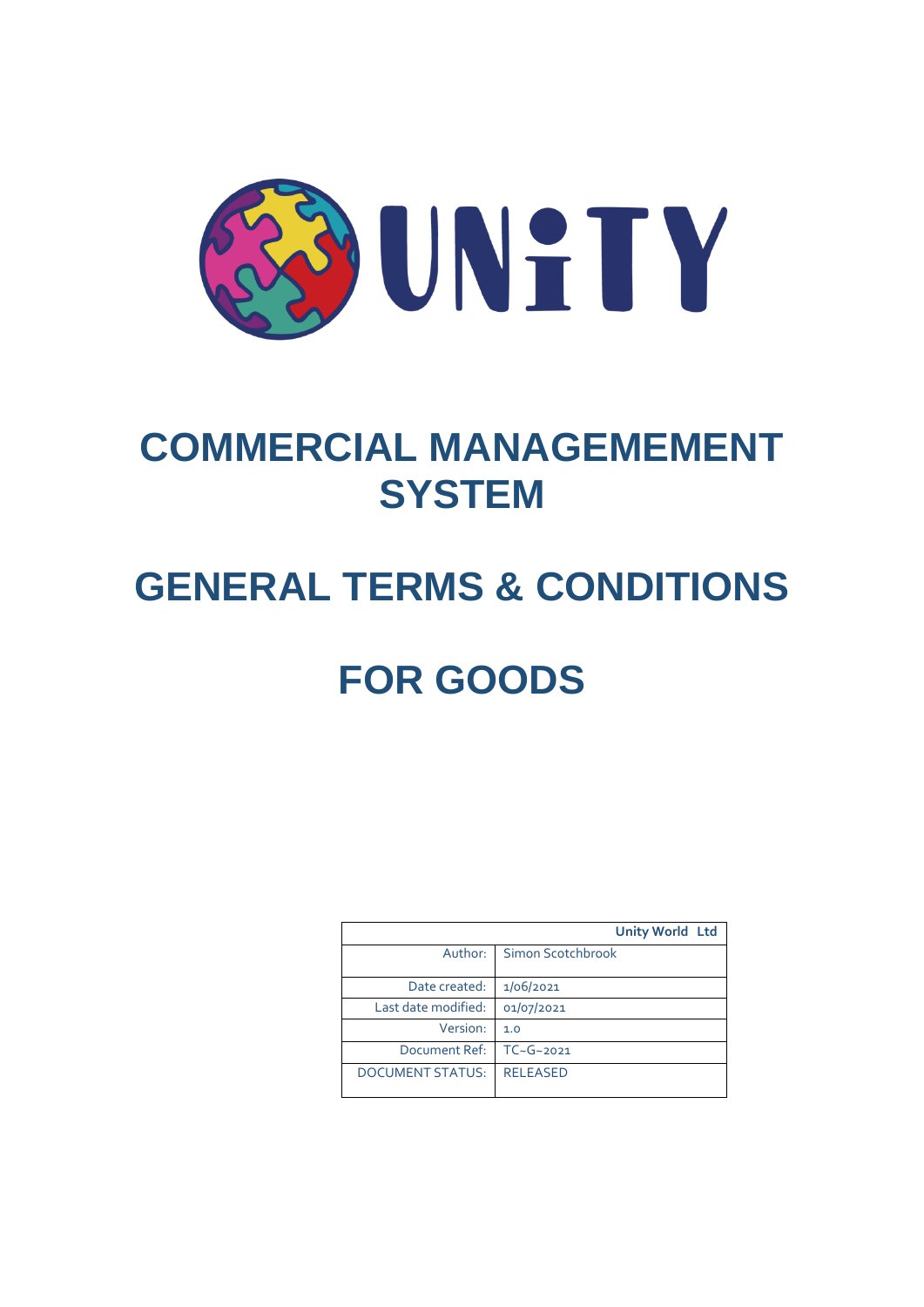# COMMERCIAL MANAGEMEMENT SYSTEM

# GENERAL TERMS & CONDITIONS

# FOR GOODS

| | Unity World Ltd |
|---|---|
| Author: | Simon Scotchbrook |
| Date created: | 1/06/2021 |
| Last date modified: | 01/07/2021 |
| Version: | 1.0 |
| Document Ref: | TC-G-2021 |
| DOCUMENT STATUS: | RELEASED |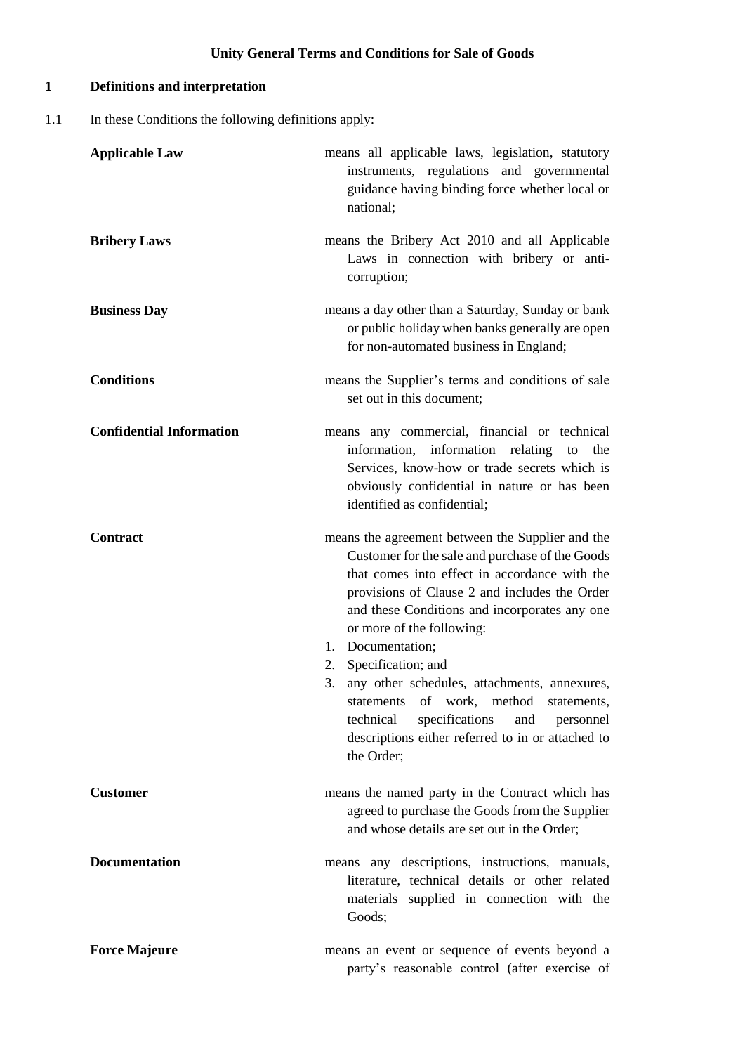**Unity General Terms and Conditions for Sale of Goods**

## 1 Definitions and interpretation

1.1 In these Conditions the following definitions apply:

**Applicable Law** means all applicable laws, legislation, statutory instruments, regulations and governmental guidance having binding force whether local or national;

**Bribery Laws** means the Bribery Act 2010 and all Applicable Laws in connection with bribery or anti-corruption;

**Business Day** means a day other than a Saturday, Sunday or bank or public holiday when banks generally are open for non-automated business in England;

**Conditions** means the Supplier's terms and conditions of sale set out in this document;

**Confidential Information** means any commercial, financial or technical information, information relating to the Services, know-how or trade secrets which is obviously confidential in nature or has been identified as confidential;

**Contract** means the agreement between the Supplier and the Customer for the sale and purchase of the Goods that comes into effect in accordance with the provisions of Clause 2 and includes the Order and these Conditions and incorporates any one or more of the following:

1. Documentation;
2. Specification; and
3. any other schedules, attachments, annexures, statements of work, method statements, technical specifications and personnel descriptions either referred to in or attached to the Order;

**Customer** means the named party in the Contract which has agreed to purchase the Goods from the Supplier and whose details are set out in the Order;

**Documentation** means any descriptions, instructions, manuals, literature, technical details or other related materials supplied in connection with the Goods;

**Force Majeure** means an event or sequence of events beyond a party's reasonable control (after exercise of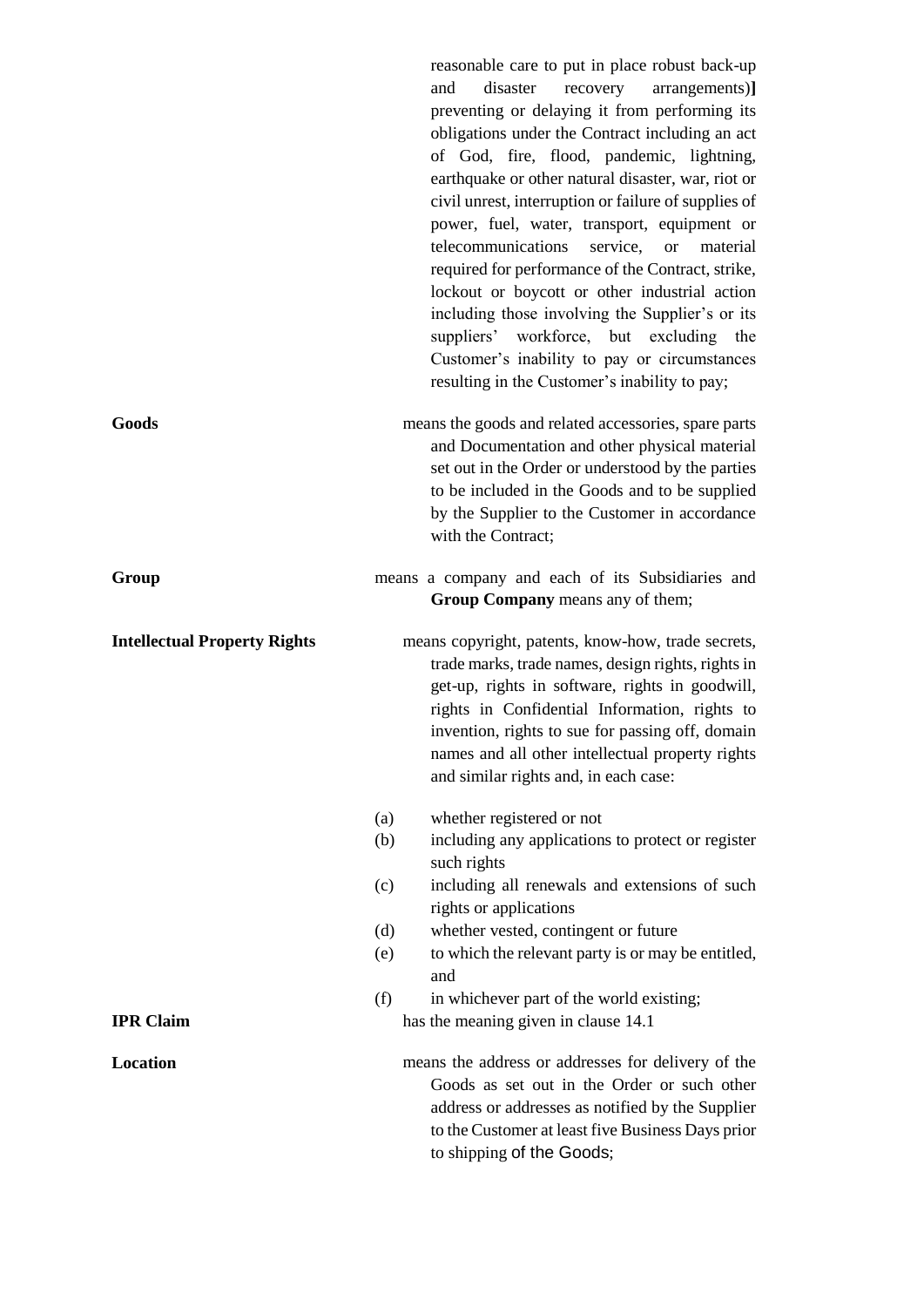reasonable care to put in place robust back-up and disaster recovery arrangements)] preventing or delaying it from performing its obligations under the Contract including an act of God, fire, flood, pandemic, lightning, earthquake or other natural disaster, war, riot or civil unrest, interruption or failure of supplies of power, fuel, water, transport, equipment or telecommunications service, or material required for performance of the Contract, strike, lockout or boycott or other industrial action including those involving the Supplier's or its suppliers' workforce, but excluding the Customer's inability to pay or circumstances resulting in the Customer's inability to pay;

**Goods** means the goods and related accessories, spare parts and Documentation and other physical material set out in the Order or understood by the parties to be included in the Goods and to be supplied by the Supplier to the Customer in accordance with the Contract;

**Group** means a company and each of its Subsidiaries and **Group Company** means any of them;

**Intellectual Property Rights** means copyright, patents, know-how, trade secrets, trade marks, trade names, design rights, rights in get-up, rights in software, rights in goodwill, rights in Confidential Information, rights to invention, rights to sue for passing off, domain names and all other intellectual property rights and similar rights and, in each case:

(a) whether registered or not

(b) including any applications to protect or register such rights

(c) including all renewals and extensions of such rights or applications

(d) whether vested, contingent or future

(e) to which the relevant party is or may be entitled, and

(f) in whichever part of the world existing;

**IPR Claim** has the meaning given in clause 14.1

**Location** means the address or addresses for delivery of the Goods as set out in the Order or such other address or addresses as notified by the Supplier to the Customer at least five Business Days prior to shipping of the Goods;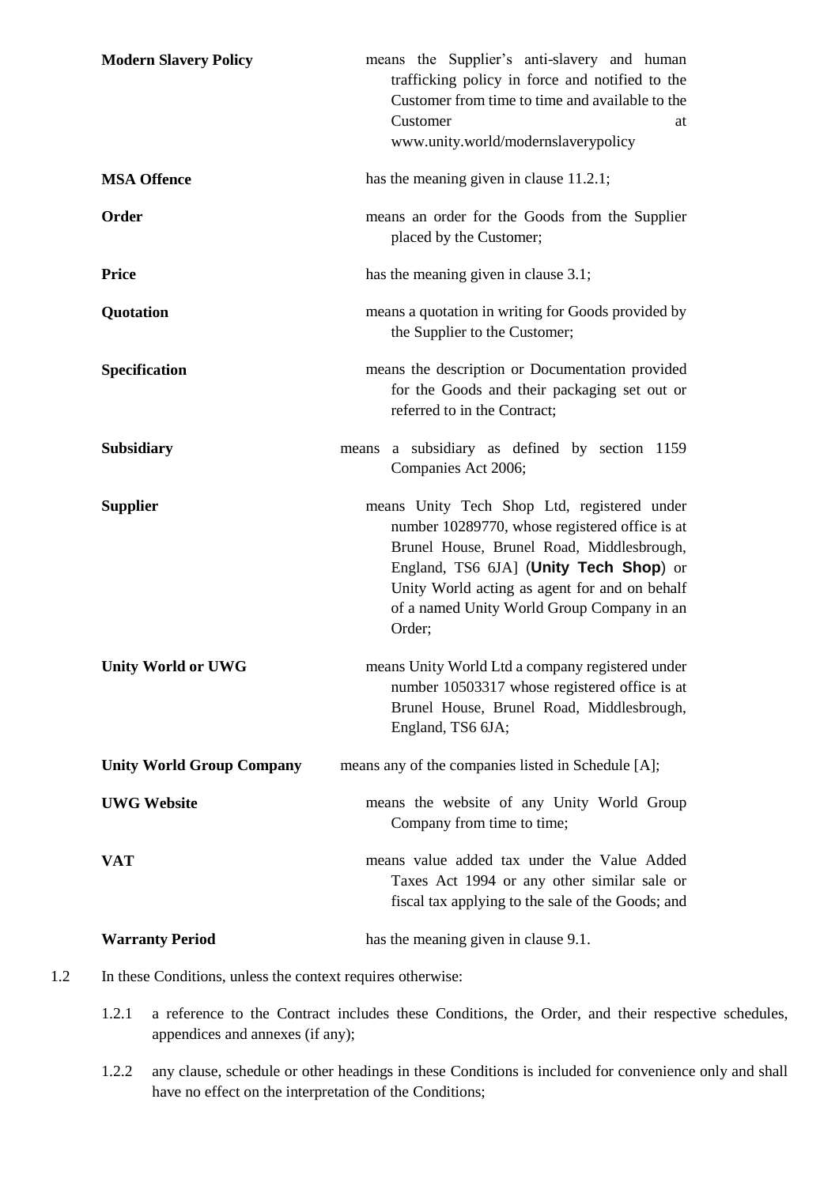| | |
|---|---|
| **Modern Slavery Policy** | means the Supplier's anti-slavery and human trafficking policy in force and notified to the Customer from time to time and available to the Customer at www.unity.world/modernslaverypolicy |
| **MSA Offence** | has the meaning given in clause 11.2.1; |
| **Order** | means an order for the Goods from the Supplier placed by the Customer; |
| **Price** | has the meaning given in clause 3.1; |
| **Quotation** | means a quotation in writing for Goods provided by the Supplier to the Customer; |
| **Specification** | means the description or Documentation provided for the Goods and their packaging set out or referred to in the Contract; |
| **Subsidiary** | means a subsidiary as defined by section 1159 Companies Act 2006; |
| **Supplier** | means Unity Tech Shop Ltd, registered under number 10289770, whose registered office is at Brunel House, Brunel Road, Middlesbrough, England, TS6 6JA] (**Unity Tech Shop**) or Unity World acting as agent for and on behalf of a named Unity World Group Company in an Order; |
| **Unity World or UWG** | means Unity World Ltd a company registered under number 10503317 whose registered office is at Brunel House, Brunel Road, Middlesbrough, England, TS6 6JA; |
| **Unity World Group Company** | means any of the companies listed in Schedule [A]; |
| **UWG Website** | means the website of any Unity World Group Company from time to time; |
| **VAT** | means value added tax under the Value Added Taxes Act 1994 or any other similar sale or fiscal tax applying to the sale of the Goods; and |
| **Warranty Period** | has the meaning given in clause 9.1. |

1.2 In these Conditions, unless the context requires otherwise:

1.2.1 a reference to the Contract includes these Conditions, the Order, and their respective schedules, appendices and annexes (if any);

1.2.2 any clause, schedule or other headings in these Conditions is included for convenience only and shall have no effect on the interpretation of the Conditions;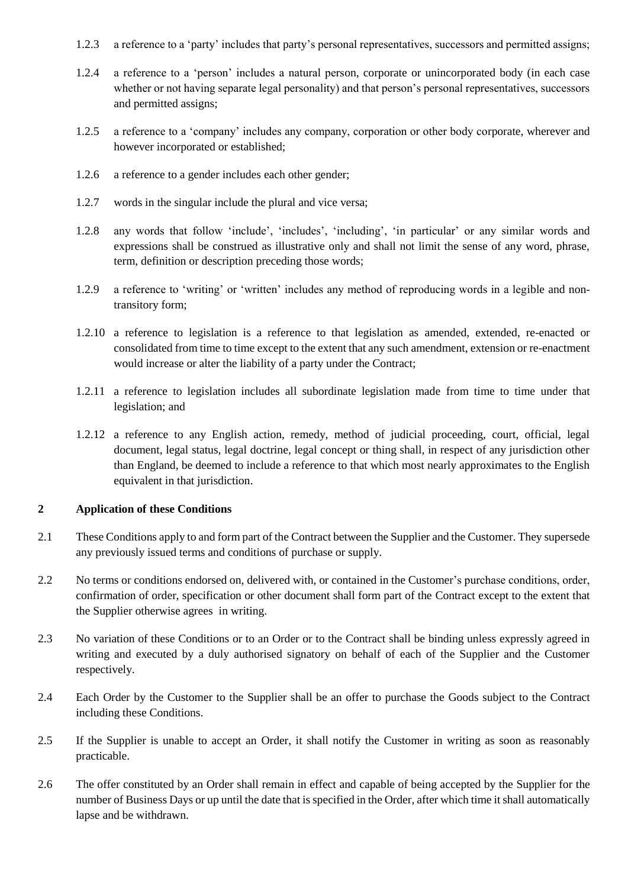1.2.3 a reference to a 'party' includes that party's personal representatives, successors and permitted assigns;

1.2.4 a reference to a 'person' includes a natural person, corporate or unincorporated body (in each case whether or not having separate legal personality) and that person's personal representatives, successors and permitted assigns;

1.2.5 a reference to a 'company' includes any company, corporation or other body corporate, wherever and however incorporated or established;

1.2.6 a reference to a gender includes each other gender;

1.2.7 words in the singular include the plural and vice versa;

1.2.8 any words that follow 'include', 'includes', 'including', 'in particular' or any similar words and expressions shall be construed as illustrative only and shall not limit the sense of any word, phrase, term, definition or description preceding those words;

1.2.9 a reference to 'writing' or 'written' includes any method of reproducing words in a legible and non-transitory form;

1.2.10 a reference to legislation is a reference to that legislation as amended, extended, re-enacted or consolidated from time to time except to the extent that any such amendment, extension or re-enactment would increase or alter the liability of a party under the Contract;

1.2.11 a reference to legislation includes all subordinate legislation made from time to time under that legislation; and

1.2.12 a reference to any English action, remedy, method of judicial proceeding, court, official, legal document, legal status, legal doctrine, legal concept or thing shall, in respect of any jurisdiction other than England, be deemed to include a reference to that which most nearly approximates to the English equivalent in that jurisdiction.

## 2 Application of these Conditions

2.1 These Conditions apply to and form part of the Contract between the Supplier and the Customer. They supersede any previously issued terms and conditions of purchase or supply.

2.2 No terms or conditions endorsed on, delivered with, or contained in the Customer's purchase conditions, order, confirmation of order, specification or other document shall form part of the Contract except to the extent that the Supplier otherwise agrees in writing.

2.3 No variation of these Conditions or to an Order or to the Contract shall be binding unless expressly agreed in writing and executed by a duly authorised signatory on behalf of each of the Supplier and the Customer respectively.

2.4 Each Order by the Customer to the Supplier shall be an offer to purchase the Goods subject to the Contract including these Conditions.

2.5 If the Supplier is unable to accept an Order, it shall notify the Customer in writing as soon as reasonably practicable.

2.6 The offer constituted by an Order shall remain in effect and capable of being accepted by the Supplier for the number of Business Days or up until the date that is specified in the Order, after which time it shall automatically lapse and be withdrawn.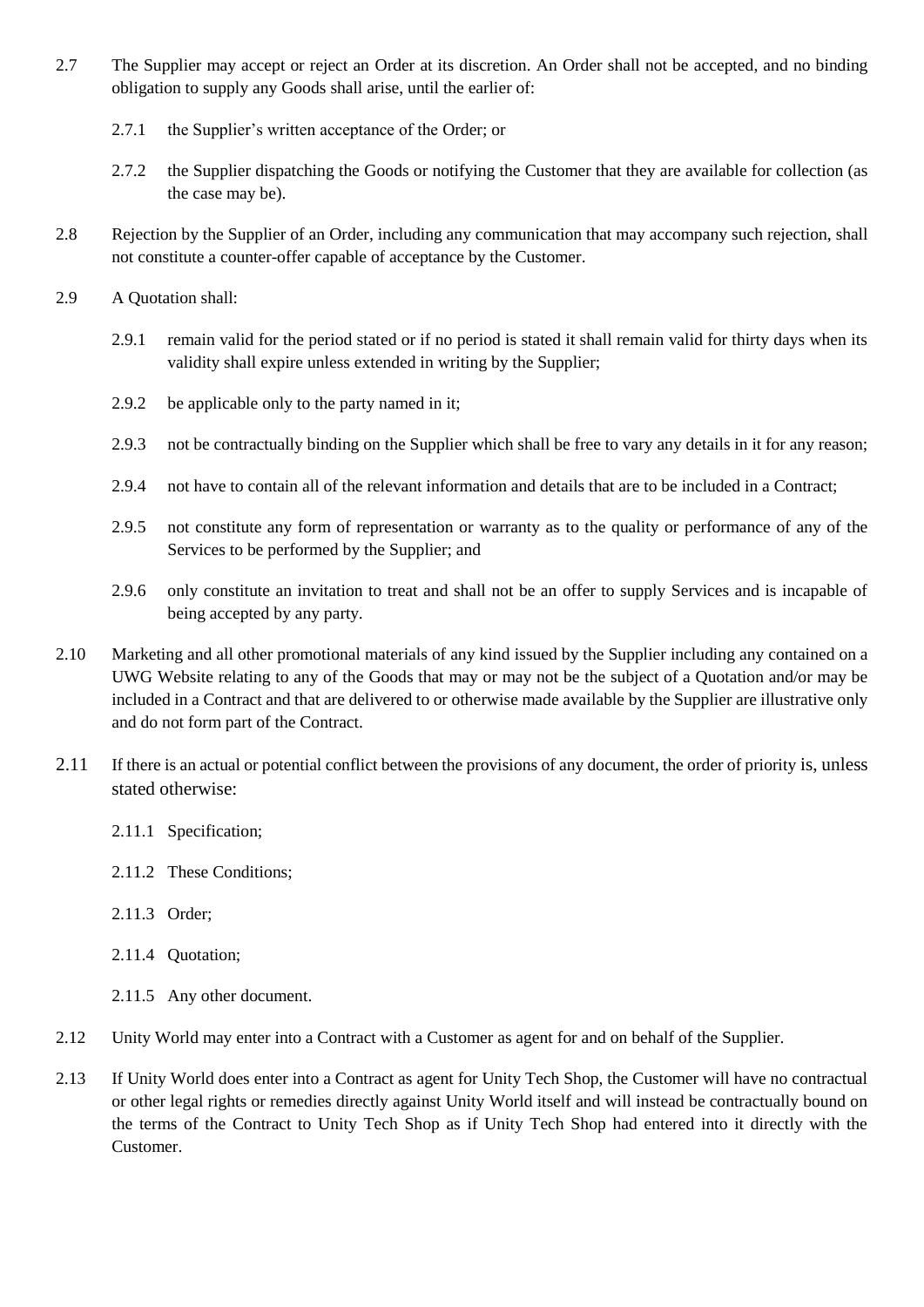2.7 The Supplier may accept or reject an Order at its discretion. An Order shall not be accepted, and no binding obligation to supply any Goods shall arise, until the earlier of:

2.7.1 the Supplier's written acceptance of the Order; or

2.7.2 the Supplier dispatching the Goods or notifying the Customer that they are available for collection (as the case may be).

2.8 Rejection by the Supplier of an Order, including any communication that may accompany such rejection, shall not constitute a counter-offer capable of acceptance by the Customer.

2.9 A Quotation shall:

2.9.1 remain valid for the period stated or if no period is stated it shall remain valid for thirty days when its validity shall expire unless extended in writing by the Supplier;

2.9.2 be applicable only to the party named in it;

2.9.3 not be contractually binding on the Supplier which shall be free to vary any details in it for any reason;

2.9.4 not have to contain all of the relevant information and details that are to be included in a Contract;

2.9.5 not constitute any form of representation or warranty as to the quality or performance of any of the Services to be performed by the Supplier; and

2.9.6 only constitute an invitation to treat and shall not be an offer to supply Services and is incapable of being accepted by any party.

2.10 Marketing and all other promotional materials of any kind issued by the Supplier including any contained on a UWG Website relating to any of the Goods that may or may not be the subject of a Quotation and/or may be included in a Contract and that are delivered to or otherwise made available by the Supplier are illustrative only and do not form part of the Contract.

2.11 If there is an actual or potential conflict between the provisions of any document, the order of priority is, unless stated otherwise:

2.11.1 Specification;

2.11.2 These Conditions;

2.11.3 Order;

2.11.4 Quotation;

2.11.5 Any other document.

2.12 Unity World may enter into a Contract with a Customer as agent for and on behalf of the Supplier.

2.13 If Unity World does enter into a Contract as agent for Unity Tech Shop, the Customer will have no contractual or other legal rights or remedies directly against Unity World itself and will instead be contractually bound on the terms of the Contract to Unity Tech Shop as if Unity Tech Shop had entered into it directly with the Customer.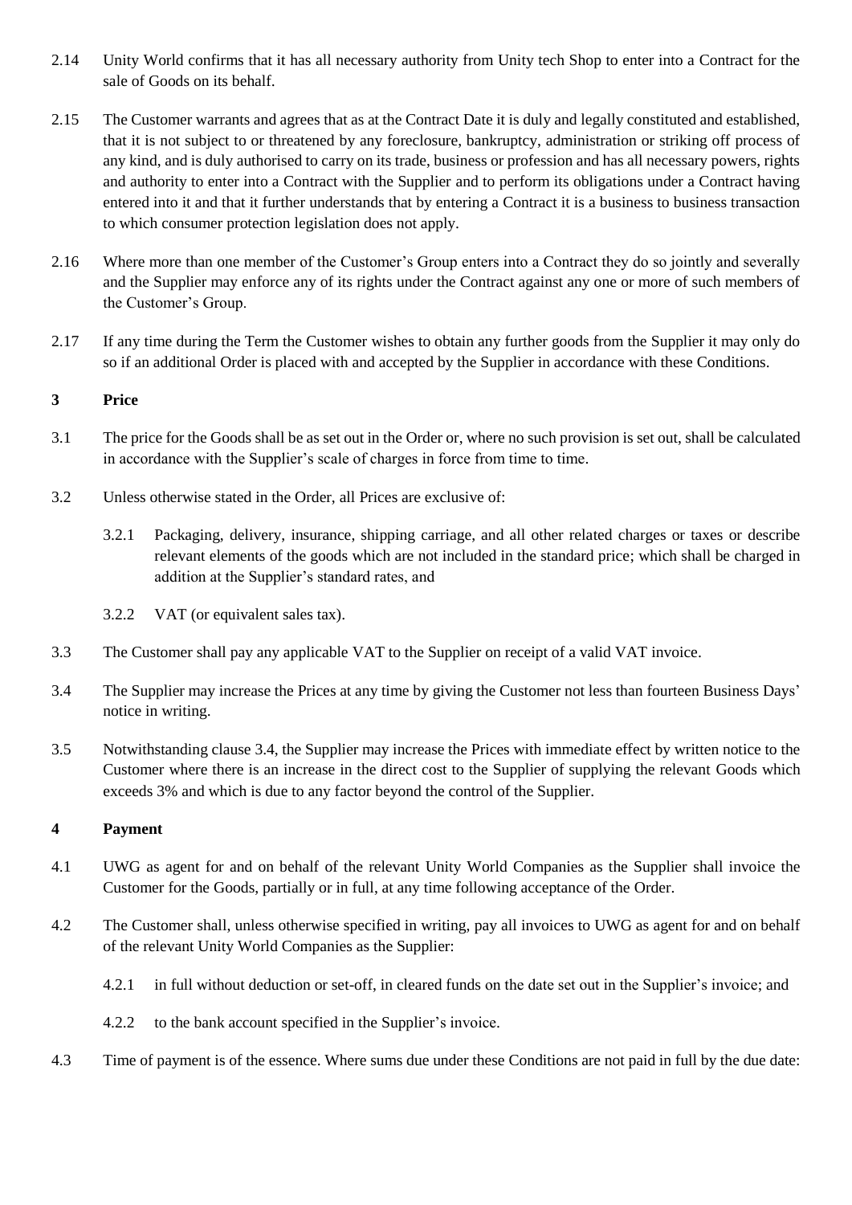2.14 Unity World confirms that it has all necessary authority from Unity tech Shop to enter into a Contract for the sale of Goods on its behalf.

2.15 The Customer warrants and agrees that as at the Contract Date it is duly and legally constituted and established, that it is not subject to or threatened by any foreclosure, bankruptcy, administration or striking off process of any kind, and is duly authorised to carry on its trade, business or profession and has all necessary powers, rights and authority to enter into a Contract with the Supplier and to perform its obligations under a Contract having entered into it and that it further understands that by entering a Contract it is a business to business transaction to which consumer protection legislation does not apply.

2.16 Where more than one member of the Customer's Group enters into a Contract they do so jointly and severally and the Supplier may enforce any of its rights under the Contract against any one or more of such members of the Customer's Group.

2.17 If any time during the Term the Customer wishes to obtain any further goods from the Supplier it may only do so if an additional Order is placed with and accepted by the Supplier in accordance with these Conditions.

## 3 Price

3.1 The price for the Goods shall be as set out in the Order or, where no such provision is set out, shall be calculated in accordance with the Supplier's scale of charges in force from time to time.

3.2 Unless otherwise stated in the Order, all Prices are exclusive of:

3.2.1 Packaging, delivery, insurance, shipping carriage, and all other related charges or taxes or describe relevant elements of the goods which are not included in the standard price; which shall be charged in addition at the Supplier's standard rates, and

3.2.2 VAT (or equivalent sales tax).

3.3 The Customer shall pay any applicable VAT to the Supplier on receipt of a valid VAT invoice.

3.4 The Supplier may increase the Prices at any time by giving the Customer not less than fourteen Business Days' notice in writing.

3.5 Notwithstanding clause 3.4, the Supplier may increase the Prices with immediate effect by written notice to the Customer where there is an increase in the direct cost to the Supplier of supplying the relevant Goods which exceeds 3% and which is due to any factor beyond the control of the Supplier.

## 4 Payment

4.1 UWG as agent for and on behalf of the relevant Unity World Companies as the Supplier shall invoice the Customer for the Goods, partially or in full, at any time following acceptance of the Order.

4.2 The Customer shall, unless otherwise specified in writing, pay all invoices to UWG as agent for and on behalf of the relevant Unity World Companies as the Supplier:

4.2.1 in full without deduction or set-off, in cleared funds on the date set out in the Supplier's invoice; and

4.2.2 to the bank account specified in the Supplier's invoice.

4.3 Time of payment is of the essence. Where sums due under these Conditions are not paid in full by the due date: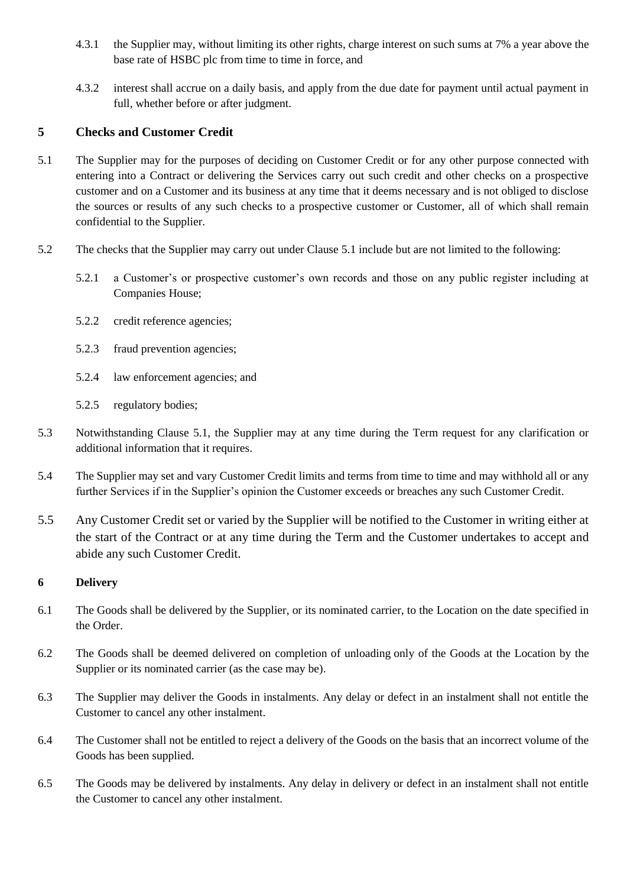4.3.1 the Supplier may, without limiting its other rights, charge interest on such sums at 7% a year above the base rate of HSBC plc from time to time in force, and

4.3.2 interest shall accrue on a daily basis, and apply from the due date for payment until actual payment in full, whether before or after judgment.

## 5 Checks and Customer Credit

5.1 The Supplier may for the purposes of deciding on Customer Credit or for any other purpose connected with entering into a Contract or delivering the Services carry out such credit and other checks on a prospective customer and on a Customer and its business at any time that it deems necessary and is not obliged to disclose the sources or results of any such checks to a prospective customer or Customer, all of which shall remain confidential to the Supplier.

5.2 The checks that the Supplier may carry out under Clause 5.1 include but are not limited to the following:

5.2.1 a Customer's or prospective customer's own records and those on any public register including at Companies House;

5.2.2 credit reference agencies;

5.2.3 fraud prevention agencies;

5.2.4 law enforcement agencies; and

5.2.5 regulatory bodies;

5.3 Notwithstanding Clause 5.1, the Supplier may at any time during the Term request for any clarification or additional information that it requires.

5.4 The Supplier may set and vary Customer Credit limits and terms from time to time and may withhold all or any further Services if in the Supplier's opinion the Customer exceeds or breaches any such Customer Credit.

5.5 Any Customer Credit set or varied by the Supplier will be notified to the Customer in writing either at the start of the Contract or at any time during the Term and the Customer undertakes to accept and abide any such Customer Credit.

## 6 Delivery

6.1 The Goods shall be delivered by the Supplier, or its nominated carrier, to the Location on the date specified in the Order.

6.2 The Goods shall be deemed delivered on completion of unloading only of the Goods at the Location by the Supplier or its nominated carrier (as the case may be).

6.3 The Supplier may deliver the Goods in instalments. Any delay or defect in an instalment shall not entitle the Customer to cancel any other instalment.

6.4 The Customer shall not be entitled to reject a delivery of the Goods on the basis that an incorrect volume of the Goods has been supplied.

6.5 The Goods may be delivered by instalments. Any delay in delivery or defect in an instalment shall not entitle the Customer to cancel any other instalment.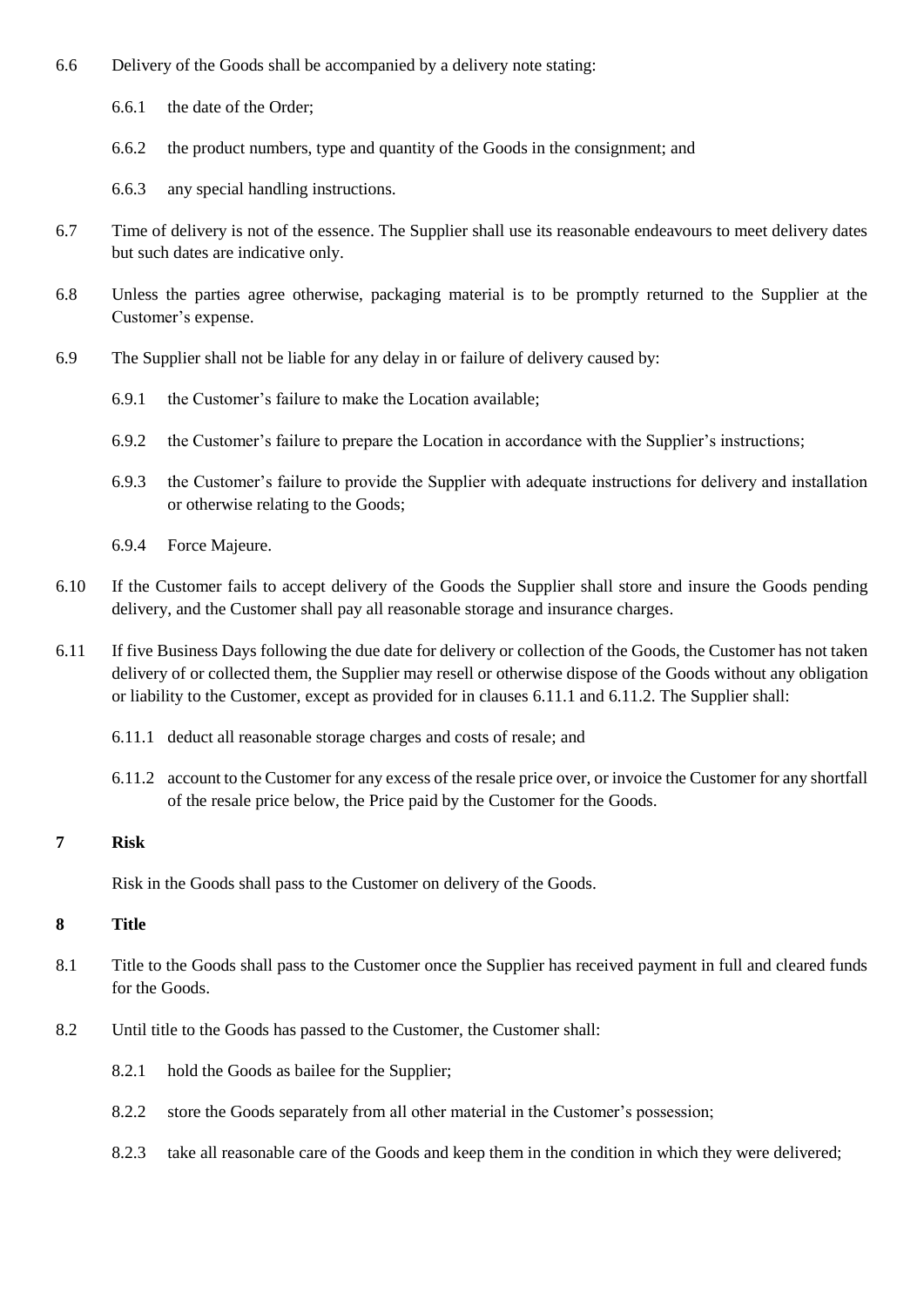6.6 Delivery of the Goods shall be accompanied by a delivery note stating:

6.6.1 the date of the Order;

6.6.2 the product numbers, type and quantity of the Goods in the consignment; and

6.6.3 any special handling instructions.

6.7 Time of delivery is not of the essence. The Supplier shall use its reasonable endeavours to meet delivery dates but such dates are indicative only.

6.8 Unless the parties agree otherwise, packaging material is to be promptly returned to the Supplier at the Customer's expense.

6.9 The Supplier shall not be liable for any delay in or failure of delivery caused by:

6.9.1 the Customer's failure to make the Location available;

6.9.2 the Customer's failure to prepare the Location in accordance with the Supplier's instructions;

6.9.3 the Customer's failure to provide the Supplier with adequate instructions for delivery and installation or otherwise relating to the Goods;

6.9.4 Force Majeure.

6.10 If the Customer fails to accept delivery of the Goods the Supplier shall store and insure the Goods pending delivery, and the Customer shall pay all reasonable storage and insurance charges.

6.11 If five Business Days following the due date for delivery or collection of the Goods, the Customer has not taken delivery of or collected them, the Supplier may resell or otherwise dispose of the Goods without any obligation or liability to the Customer, except as provided for in clauses 6.11.1 and 6.11.2. The Supplier shall:

6.11.1 deduct all reasonable storage charges and costs of resale; and

6.11.2 account to the Customer for any excess of the resale price over, or invoice the Customer for any shortfall of the resale price below, the Price paid by the Customer for the Goods.

## 7 Risk

Risk in the Goods shall pass to the Customer on delivery of the Goods.

## 8 Title

8.1 Title to the Goods shall pass to the Customer once the Supplier has received payment in full and cleared funds for the Goods.

8.2 Until title to the Goods has passed to the Customer, the Customer shall:

8.2.1 hold the Goods as bailee for the Supplier;

8.2.2 store the Goods separately from all other material in the Customer's possession;

8.2.3 take all reasonable care of the Goods and keep them in the condition in which they were delivered;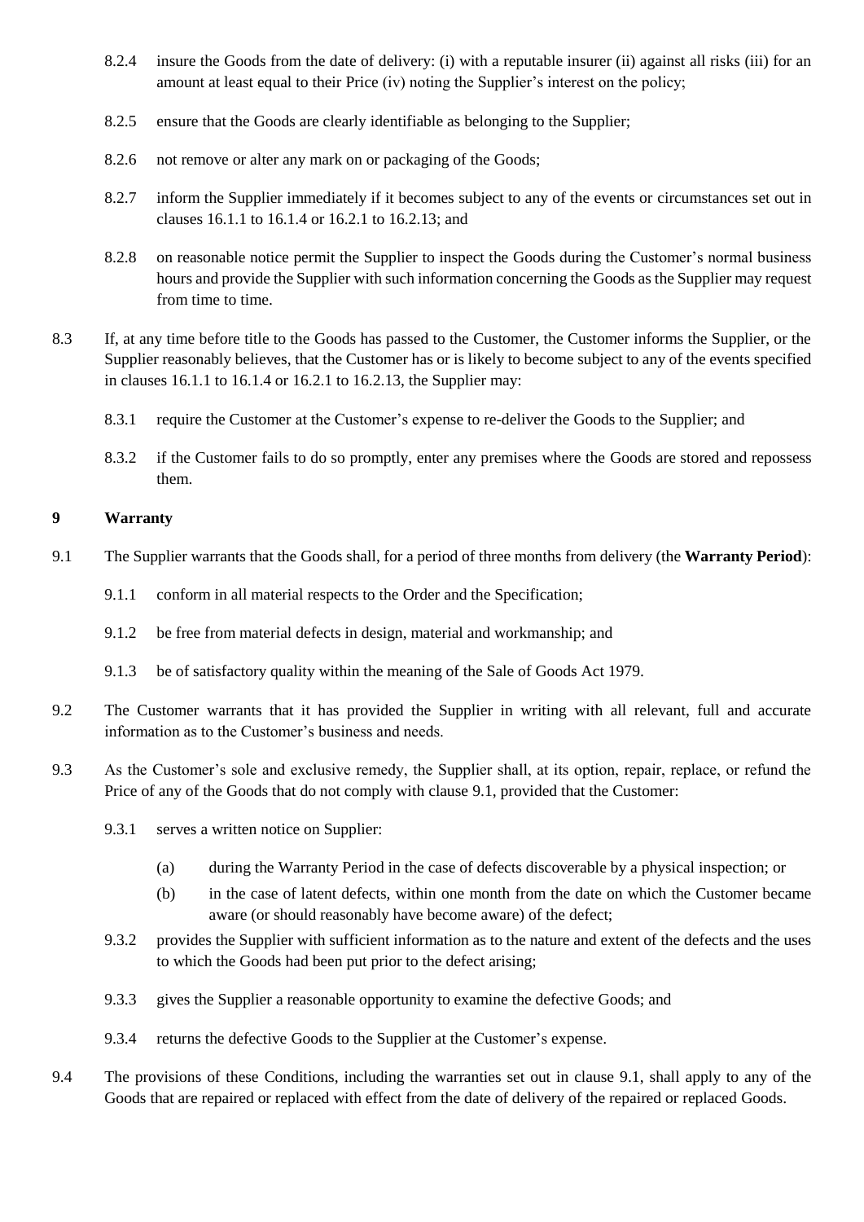8.2.4 insure the Goods from the date of delivery: (i) with a reputable insurer (ii) against all risks (iii) for an amount at least equal to their Price (iv) noting the Supplier's interest on the policy;

8.2.5 ensure that the Goods are clearly identifiable as belonging to the Supplier;

8.2.6 not remove or alter any mark on or packaging of the Goods;

8.2.7 inform the Supplier immediately if it becomes subject to any of the events or circumstances set out in clauses 16.1.1 to 16.1.4 or 16.2.1 to 16.2.13; and

8.2.8 on reasonable notice permit the Supplier to inspect the Goods during the Customer's normal business hours and provide the Supplier with such information concerning the Goods as the Supplier may request from time to time.

8.3 If, at any time before title to the Goods has passed to the Customer, the Customer informs the Supplier, or the Supplier reasonably believes, that the Customer has or is likely to become subject to any of the events specified in clauses 16.1.1 to 16.1.4 or 16.2.1 to 16.2.13, the Supplier may:

8.3.1 require the Customer at the Customer's expense to re-deliver the Goods to the Supplier; and

8.3.2 if the Customer fails to do so promptly, enter any premises where the Goods are stored and repossess them.

## 9 Warranty

9.1 The Supplier warrants that the Goods shall, for a period of three months from delivery (the **Warranty Period**):

9.1.1 conform in all material respects to the Order and the Specification;

9.1.2 be free from material defects in design, material and workmanship; and

9.1.3 be of satisfactory quality within the meaning of the Sale of Goods Act 1979.

9.2 The Customer warrants that it has provided the Supplier in writing with all relevant, full and accurate information as to the Customer's business and needs.

9.3 As the Customer's sole and exclusive remedy, the Supplier shall, at its option, repair, replace, or refund the Price of any of the Goods that do not comply with clause 9.1, provided that the Customer:

9.3.1 serves a written notice on Supplier:

(a) during the Warranty Period in the case of defects discoverable by a physical inspection; or

(b) in the case of latent defects, within one month from the date on which the Customer became aware (or should reasonably have become aware) of the defect;

9.3.2 provides the Supplier with sufficient information as to the nature and extent of the defects and the uses to which the Goods had been put prior to the defect arising;

9.3.3 gives the Supplier a reasonable opportunity to examine the defective Goods; and

9.3.4 returns the defective Goods to the Supplier at the Customer's expense.

9.4 The provisions of these Conditions, including the warranties set out in clause 9.1, shall apply to any of the Goods that are repaired or replaced with effect from the date of delivery of the repaired or replaced Goods.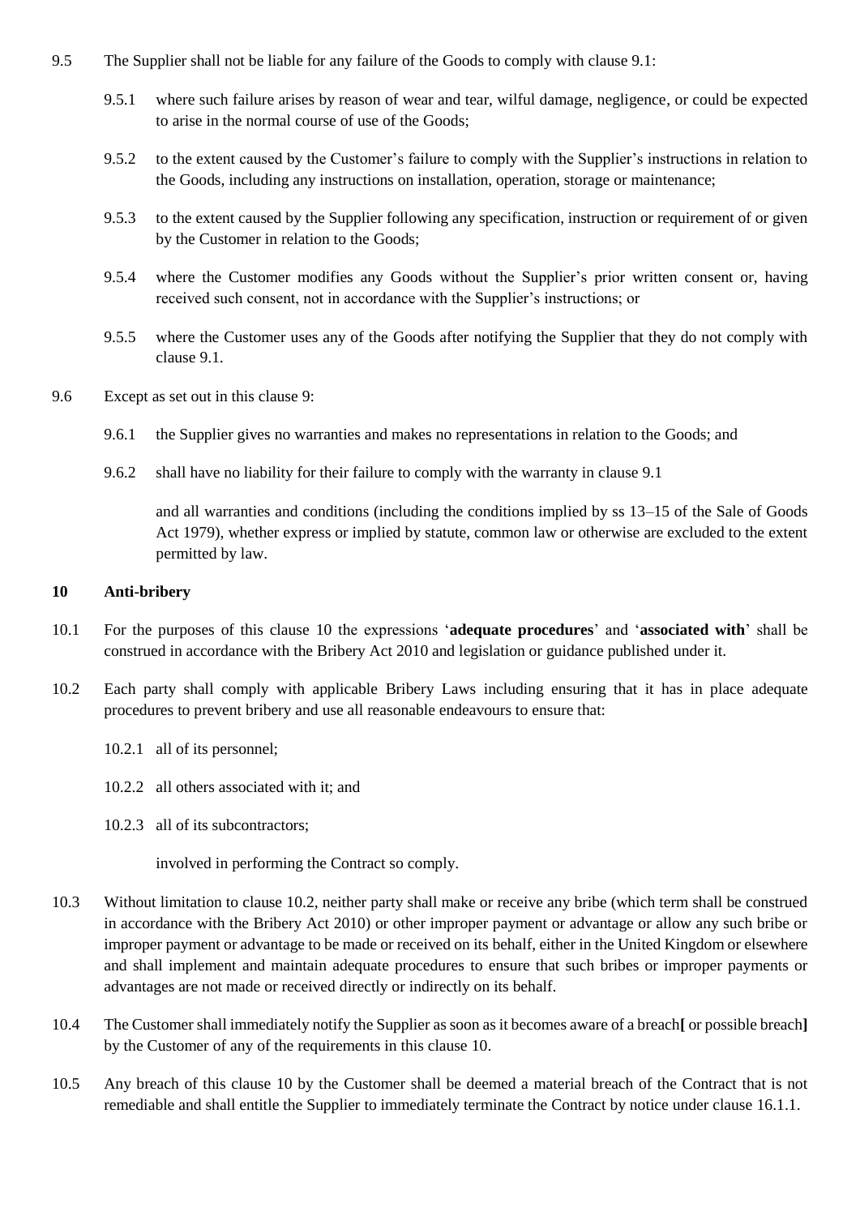9.5 The Supplier shall not be liable for any failure of the Goods to comply with clause 9.1:

9.5.1 where such failure arises by reason of wear and tear, wilful damage, negligence, or could be expected to arise in the normal course of use of the Goods;

9.5.2 to the extent caused by the Customer's failure to comply with the Supplier's instructions in relation to the Goods, including any instructions on installation, operation, storage or maintenance;

9.5.3 to the extent caused by the Supplier following any specification, instruction or requirement of or given by the Customer in relation to the Goods;

9.5.4 where the Customer modifies any Goods without the Supplier's prior written consent or, having received such consent, not in accordance with the Supplier's instructions; or

9.5.5 where the Customer uses any of the Goods after notifying the Supplier that they do not comply with clause 9.1.

9.6 Except as set out in this clause 9:

9.6.1 the Supplier gives no warranties and makes no representations in relation to the Goods; and

9.6.2 shall have no liability for their failure to comply with the warranty in clause 9.1

and all warranties and conditions (including the conditions implied by ss 13–15 of the Sale of Goods Act 1979), whether express or implied by statute, common law or otherwise are excluded to the extent permitted by law.

## 10 Anti-bribery

10.1 For the purposes of this clause 10 the expressions '**adequate procedures**' and '**associated with**' shall be construed in accordance with the Bribery Act 2010 and legislation or guidance published under it.

10.2 Each party shall comply with applicable Bribery Laws including ensuring that it has in place adequate procedures to prevent bribery and use all reasonable endeavours to ensure that:

10.2.1 all of its personnel;

10.2.2 all others associated with it; and

10.2.3 all of its subcontractors;

involved in performing the Contract so comply.

10.3 Without limitation to clause 10.2, neither party shall make or receive any bribe (which term shall be construed in accordance with the Bribery Act 2010) or other improper payment or advantage or allow any such bribe or improper payment or advantage to be made or received on its behalf, either in the United Kingdom or elsewhere and shall implement and maintain adequate procedures to ensure that such bribes or improper payments or advantages are not made or received directly or indirectly on its behalf.

10.4 The Customer shall immediately notify the Supplier as soon as it becomes aware of a breach**[** or possible breach**]** by the Customer of any of the requirements in this clause 10.

10.5 Any breach of this clause 10 by the Customer shall be deemed a material breach of the Contract that is not remediable and shall entitle the Supplier to immediately terminate the Contract by notice under clause 16.1.1.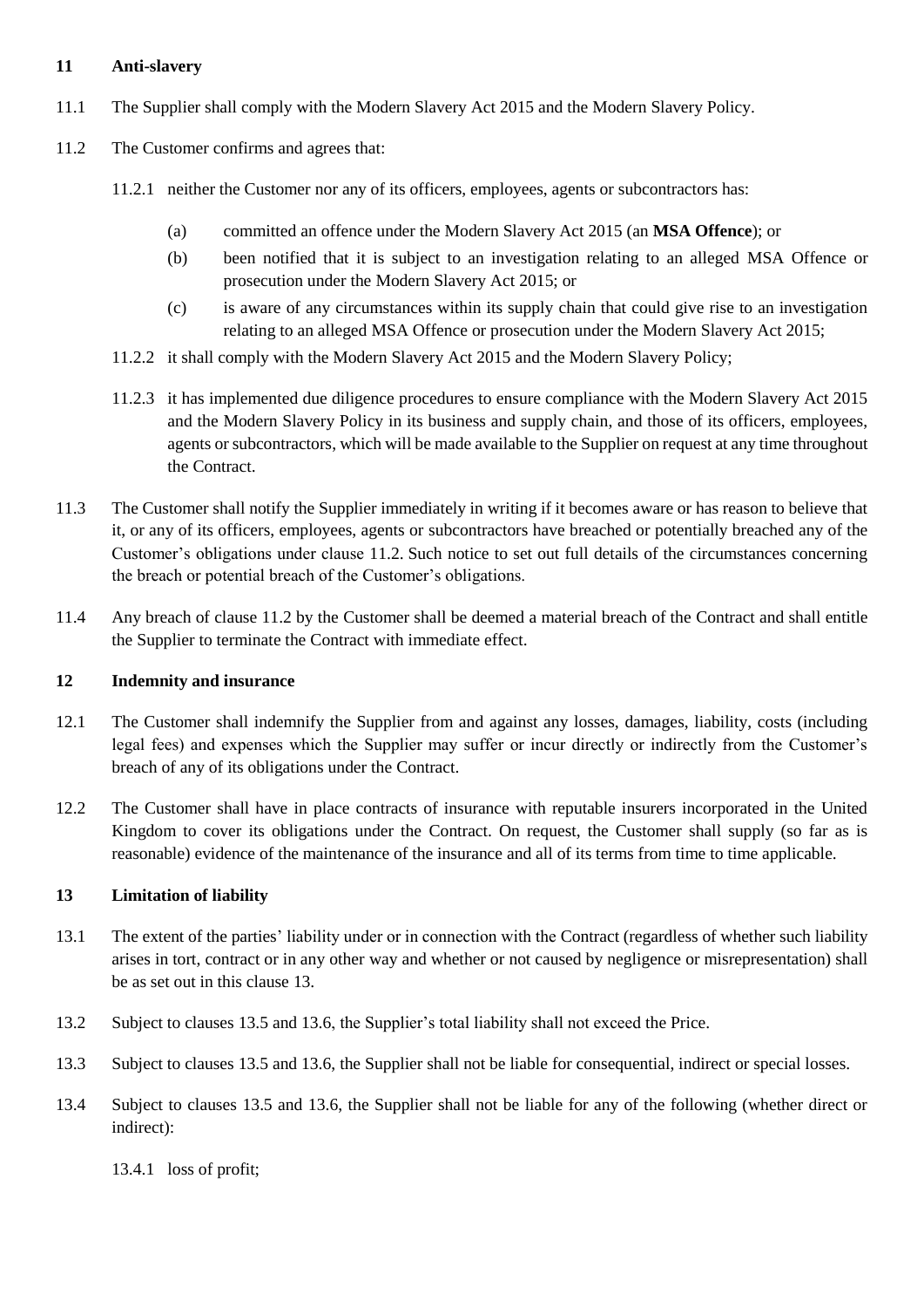## 11 Anti-slavery

11.1 The Supplier shall comply with the Modern Slavery Act 2015 and the Modern Slavery Policy.

11.2 The Customer confirms and agrees that:

11.2.1 neither the Customer nor any of its officers, employees, agents or subcontractors has:

(a) committed an offence under the Modern Slavery Act 2015 (an **MSA Offence**); or

(b) been notified that it is subject to an investigation relating to an alleged MSA Offence or prosecution under the Modern Slavery Act 2015; or

(c) is aware of any circumstances within its supply chain that could give rise to an investigation relating to an alleged MSA Offence or prosecution under the Modern Slavery Act 2015;

11.2.2 it shall comply with the Modern Slavery Act 2015 and the Modern Slavery Policy;

11.2.3 it has implemented due diligence procedures to ensure compliance with the Modern Slavery Act 2015 and the Modern Slavery Policy in its business and supply chain, and those of its officers, employees, agents or subcontractors, which will be made available to the Supplier on request at any time throughout the Contract.

11.3 The Customer shall notify the Supplier immediately in writing if it becomes aware or has reason to believe that it, or any of its officers, employees, agents or subcontractors have breached or potentially breached any of the Customer's obligations under clause 11.2. Such notice to set out full details of the circumstances concerning the breach or potential breach of the Customer's obligations.

11.4 Any breach of clause 11.2 by the Customer shall be deemed a material breach of the Contract and shall entitle the Supplier to terminate the Contract with immediate effect.

## 12 Indemnity and insurance

12.1 The Customer shall indemnify the Supplier from and against any losses, damages, liability, costs (including legal fees) and expenses which the Supplier may suffer or incur directly or indirectly from the Customer's breach of any of its obligations under the Contract.

12.2 The Customer shall have in place contracts of insurance with reputable insurers incorporated in the United Kingdom to cover its obligations under the Contract. On request, the Customer shall supply (so far as is reasonable) evidence of the maintenance of the insurance and all of its terms from time to time applicable.

## 13 Limitation of liability

13.1 The extent of the parties' liability under or in connection with the Contract (regardless of whether such liability arises in tort, contract or in any other way and whether or not caused by negligence or misrepresentation) shall be as set out in this clause 13.

13.2 Subject to clauses 13.5 and 13.6, the Supplier's total liability shall not exceed the Price.

13.3 Subject to clauses 13.5 and 13.6, the Supplier shall not be liable for consequential, indirect or special losses.

13.4 Subject to clauses 13.5 and 13.6, the Supplier shall not be liable for any of the following (whether direct or indirect):

13.4.1 loss of profit;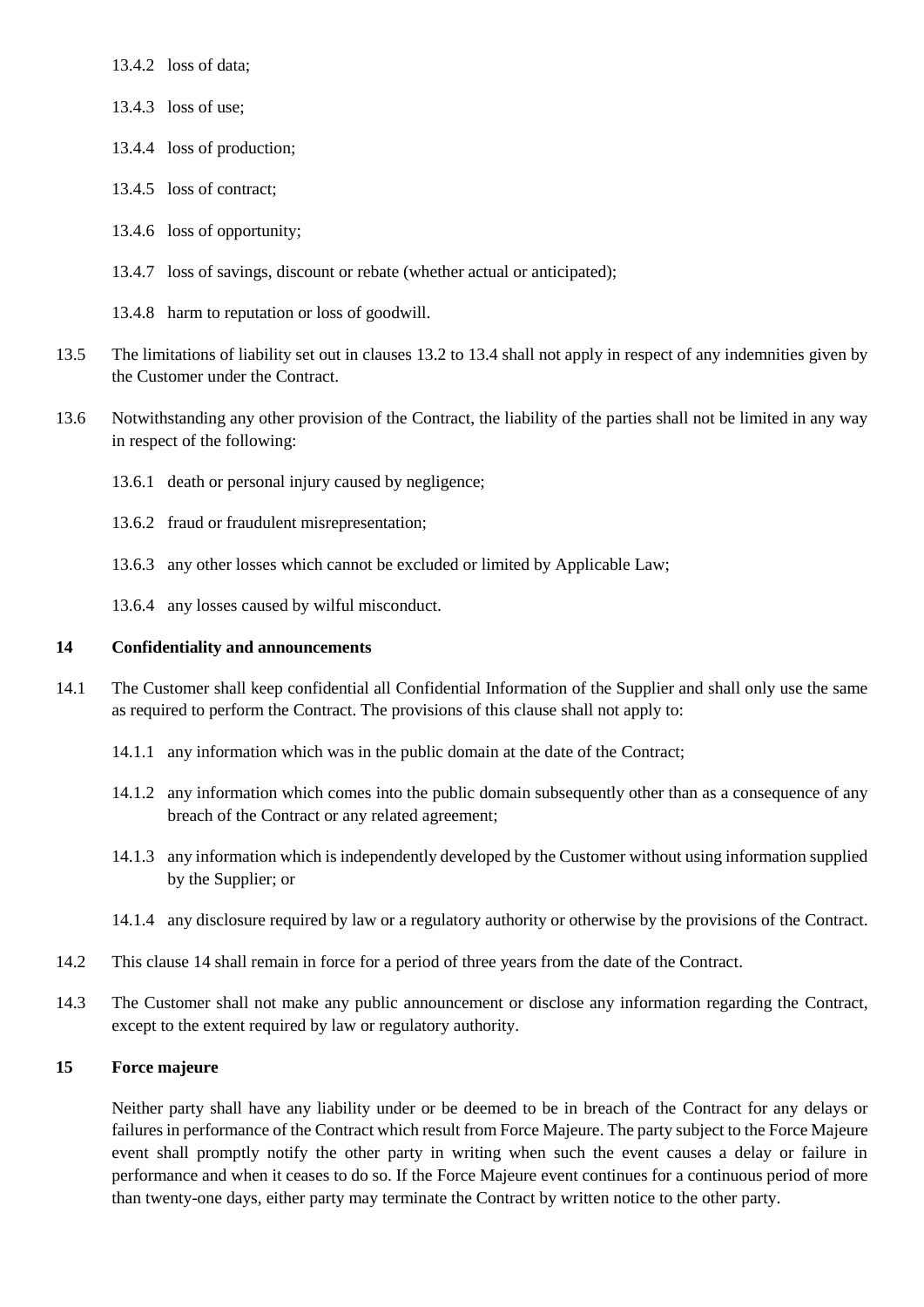13.4.2 loss of data;

13.4.3 loss of use;

13.4.4 loss of production;

13.4.5 loss of contract;

13.4.6 loss of opportunity;

13.4.7 loss of savings, discount or rebate (whether actual or anticipated);

13.4.8 harm to reputation or loss of goodwill.

13.5 The limitations of liability set out in clauses 13.2 to 13.4 shall not apply in respect of any indemnities given by the Customer under the Contract.

13.6 Notwithstanding any other provision of the Contract, the liability of the parties shall not be limited in any way in respect of the following:

13.6.1 death or personal injury caused by negligence;

13.6.2 fraud or fraudulent misrepresentation;

13.6.3 any other losses which cannot be excluded or limited by Applicable Law;

13.6.4 any losses caused by wilful misconduct.

## 14 Confidentiality and announcements

14.1 The Customer shall keep confidential all Confidential Information of the Supplier and shall only use the same as required to perform the Contract. The provisions of this clause shall not apply to:

14.1.1 any information which was in the public domain at the date of the Contract;

14.1.2 any information which comes into the public domain subsequently other than as a consequence of any breach of the Contract or any related agreement;

14.1.3 any information which is independently developed by the Customer without using information supplied by the Supplier; or

14.1.4 any disclosure required by law or a regulatory authority or otherwise by the provisions of the Contract.

14.2 This clause 14 shall remain in force for a period of three years from the date of the Contract.

14.3 The Customer shall not make any public announcement or disclose any information regarding the Contract, except to the extent required by law or regulatory authority.

## 15 Force majeure

Neither party shall have any liability under or be deemed to be in breach of the Contract for any delays or failures in performance of the Contract which result from Force Majeure. The party subject to the Force Majeure event shall promptly notify the other party in writing when such the event causes a delay or failure in performance and when it ceases to do so. If the Force Majeure event continues for a continuous period of more than twenty-one days, either party may terminate the Contract by written notice to the other party.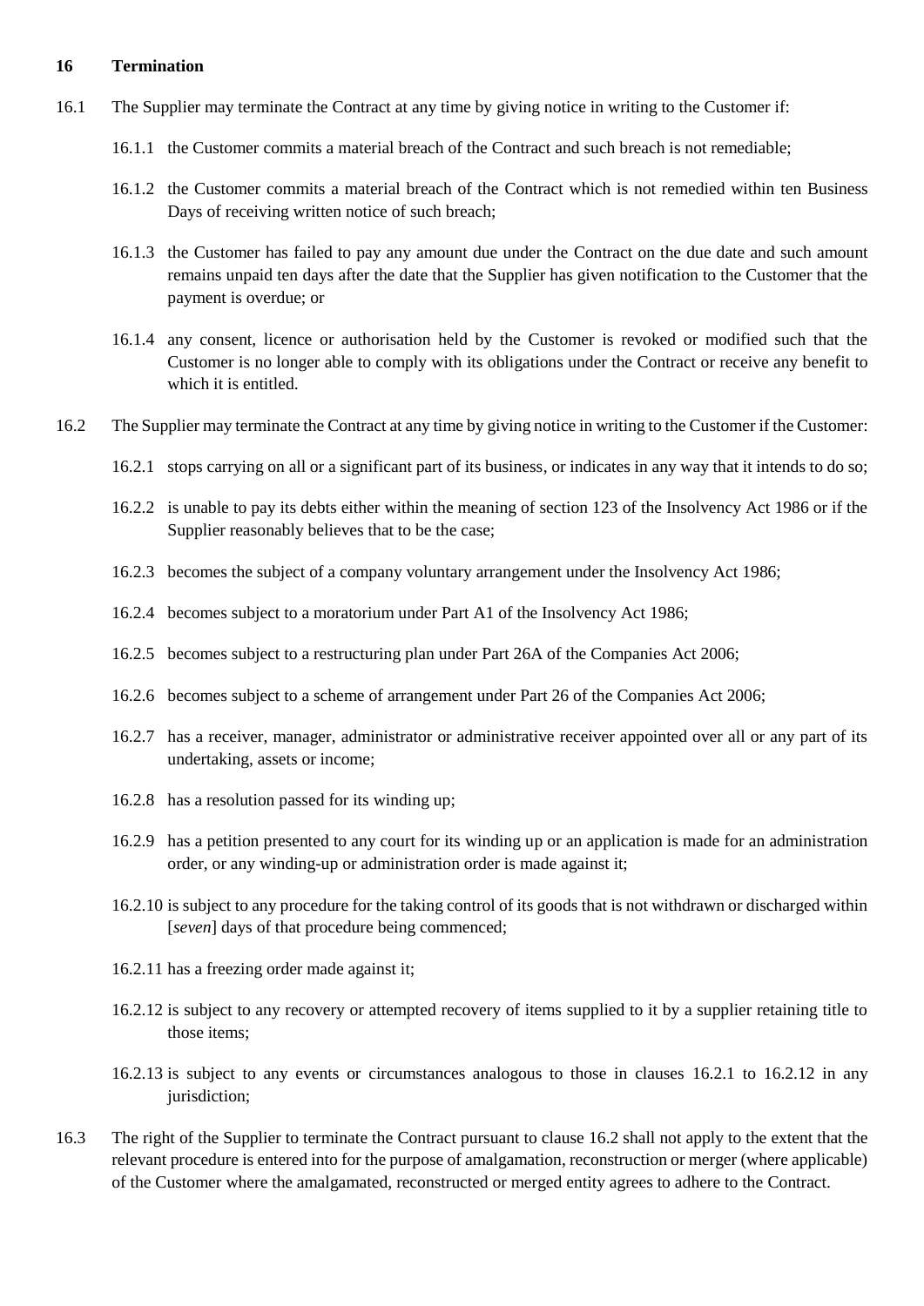## 16 Termination

16.1 The Supplier may terminate the Contract at any time by giving notice in writing to the Customer if:

16.1.1 the Customer commits a material breach of the Contract and such breach is not remediable;

16.1.2 the Customer commits a material breach of the Contract which is not remedied within ten Business Days of receiving written notice of such breach;

16.1.3 the Customer has failed to pay any amount due under the Contract on the due date and such amount remains unpaid ten days after the date that the Supplier has given notification to the Customer that the payment is overdue; or

16.1.4 any consent, licence or authorisation held by the Customer is revoked or modified such that the Customer is no longer able to comply with its obligations under the Contract or receive any benefit to which it is entitled.

16.2 The Supplier may terminate the Contract at any time by giving notice in writing to the Customer if the Customer:

16.2.1 stops carrying on all or a significant part of its business, or indicates in any way that it intends to do so;

16.2.2 is unable to pay its debts either within the meaning of section 123 of the Insolvency Act 1986 or if the Supplier reasonably believes that to be the case;

16.2.3 becomes the subject of a company voluntary arrangement under the Insolvency Act 1986;

16.2.4 becomes subject to a moratorium under Part A1 of the Insolvency Act 1986;

16.2.5 becomes subject to a restructuring plan under Part 26A of the Companies Act 2006;

16.2.6 becomes subject to a scheme of arrangement under Part 26 of the Companies Act 2006;

16.2.7 has a receiver, manager, administrator or administrative receiver appointed over all or any part of its undertaking, assets or income;

16.2.8 has a resolution passed for its winding up;

16.2.9 has a petition presented to any court for its winding up or an application is made for an administration order, or any winding-up or administration order is made against it;

16.2.10 is subject to any procedure for the taking control of its goods that is not withdrawn or discharged within [*seven*] days of that procedure being commenced;

16.2.11 has a freezing order made against it;

16.2.12 is subject to any recovery or attempted recovery of items supplied to it by a supplier retaining title to those items;

16.2.13 is subject to any events or circumstances analogous to those in clauses 16.2.1 to 16.2.12 in any jurisdiction;

16.3 The right of the Supplier to terminate the Contract pursuant to clause 16.2 shall not apply to the extent that the relevant procedure is entered into for the purpose of amalgamation, reconstruction or merger (where applicable) of the Customer where the amalgamated, reconstructed or merged entity agrees to adhere to the Contract.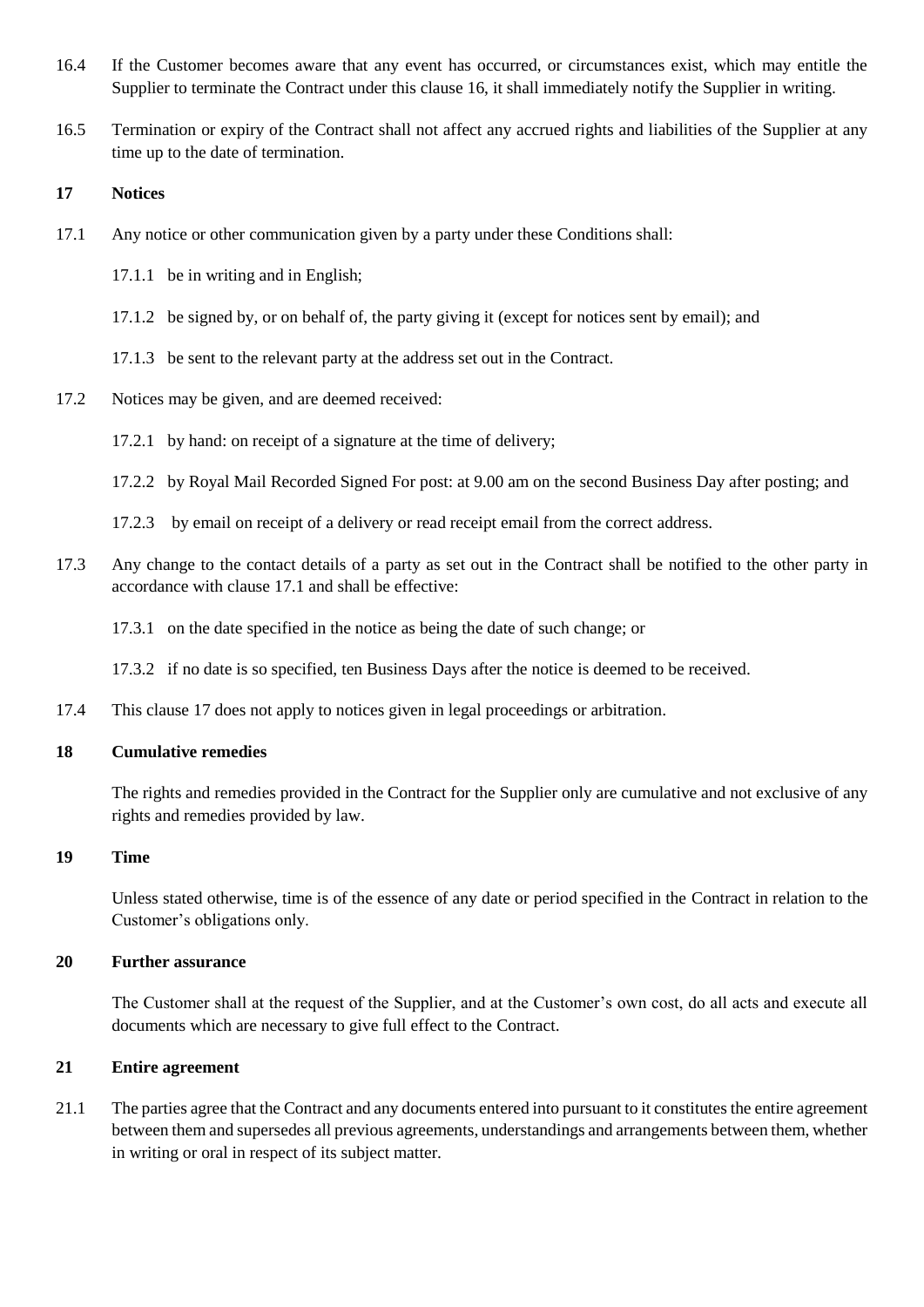16.4 If the Customer becomes aware that any event has occurred, or circumstances exist, which may entitle the Supplier to terminate the Contract under this clause 16, it shall immediately notify the Supplier in writing.

16.5 Termination or expiry of the Contract shall not affect any accrued rights and liabilities of the Supplier at any time up to the date of termination.

## 17 Notices

17.1 Any notice or other communication given by a party under these Conditions shall:

17.1.1 be in writing and in English;

17.1.2 be signed by, or on behalf of, the party giving it (except for notices sent by email); and

17.1.3 be sent to the relevant party at the address set out in the Contract.

17.2 Notices may be given, and are deemed received:

17.2.1 by hand: on receipt of a signature at the time of delivery;

17.2.2 by Royal Mail Recorded Signed For post: at 9.00 am on the second Business Day after posting; and

17.2.3 by email on receipt of a delivery or read receipt email from the correct address.

17.3 Any change to the contact details of a party as set out in the Contract shall be notified to the other party in accordance with clause 17.1 and shall be effective:

17.3.1 on the date specified in the notice as being the date of such change; or

17.3.2 if no date is so specified, ten Business Days after the notice is deemed to be received.

17.4 This clause 17 does not apply to notices given in legal proceedings or arbitration.

## 18 Cumulative remedies

The rights and remedies provided in the Contract for the Supplier only are cumulative and not exclusive of any rights and remedies provided by law.

## 19 Time

Unless stated otherwise, time is of the essence of any date or period specified in the Contract in relation to the Customer's obligations only.

## 20 Further assurance

The Customer shall at the request of the Supplier, and at the Customer's own cost, do all acts and execute all documents which are necessary to give full effect to the Contract.

## 21 Entire agreement

21.1 The parties agree that the Contract and any documents entered into pursuant to it constitutes the entire agreement between them and supersedes all previous agreements, understandings and arrangements between them, whether in writing or oral in respect of its subject matter.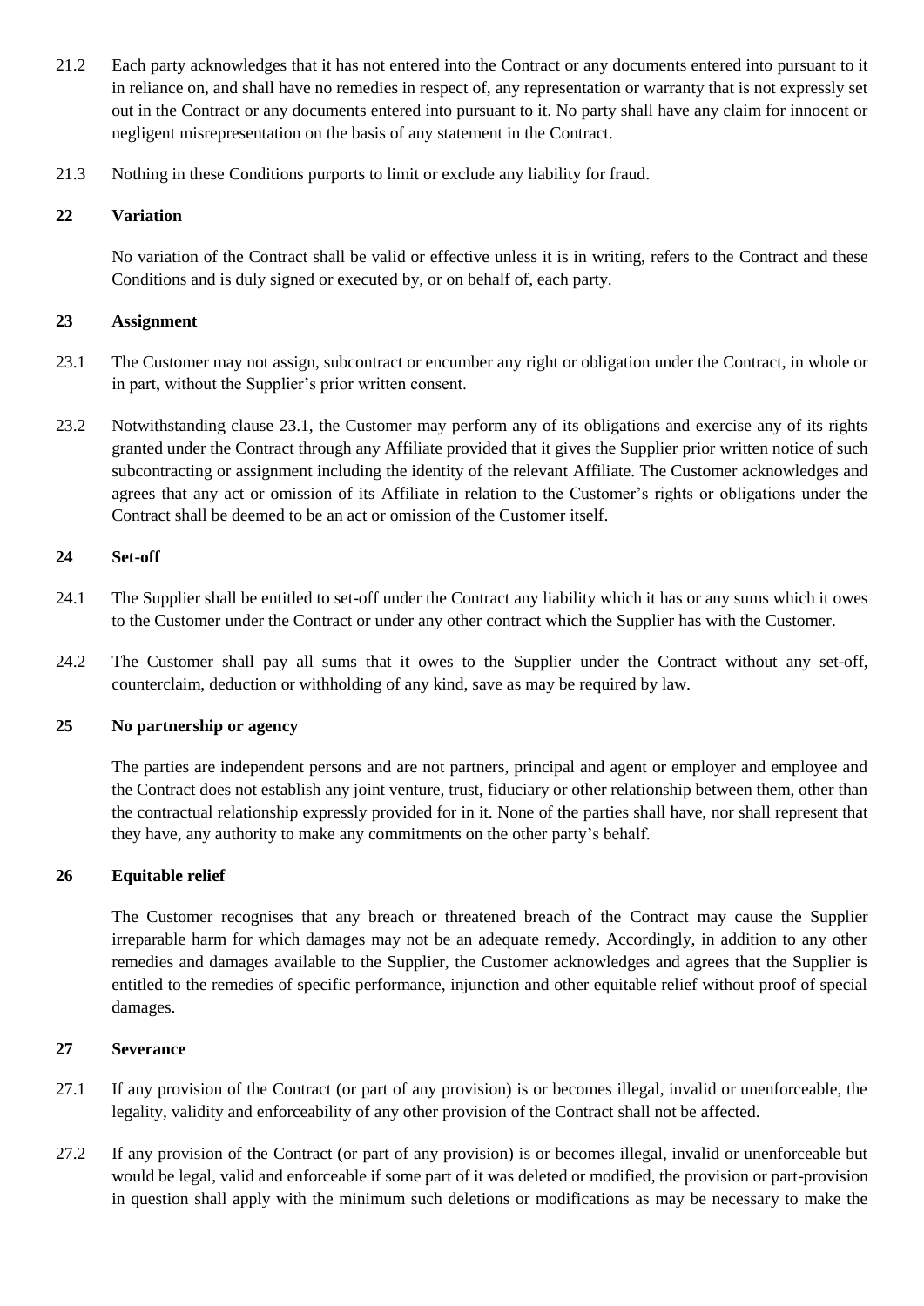21.2 Each party acknowledges that it has not entered into the Contract or any documents entered into pursuant to it in reliance on, and shall have no remedies in respect of, any representation or warranty that is not expressly set out in the Contract or any documents entered into pursuant to it. No party shall have any claim for innocent or negligent misrepresentation on the basis of any statement in the Contract.

21.3 Nothing in these Conditions purports to limit or exclude any liability for fraud.

## 22 Variation

No variation of the Contract shall be valid or effective unless it is in writing, refers to the Contract and these Conditions and is duly signed or executed by, or on behalf of, each party.

## 23 Assignment

23.1 The Customer may not assign, subcontract or encumber any right or obligation under the Contract, in whole or in part, without the Supplier's prior written consent.

23.2 Notwithstanding clause 23.1, the Customer may perform any of its obligations and exercise any of its rights granted under the Contract through any Affiliate provided that it gives the Supplier prior written notice of such subcontracting or assignment including the identity of the relevant Affiliate. The Customer acknowledges and agrees that any act or omission of its Affiliate in relation to the Customer's rights or obligations under the Contract shall be deemed to be an act or omission of the Customer itself.

## 24 Set-off

24.1 The Supplier shall be entitled to set-off under the Contract any liability which it has or any sums which it owes to the Customer under the Contract or under any other contract which the Supplier has with the Customer.

24.2 The Customer shall pay all sums that it owes to the Supplier under the Contract without any set-off, counterclaim, deduction or withholding of any kind, save as may be required by law.

## 25 No partnership or agency

The parties are independent persons and are not partners, principal and agent or employer and employee and the Contract does not establish any joint venture, trust, fiduciary or other relationship between them, other than the contractual relationship expressly provided for in it. None of the parties shall have, nor shall represent that they have, any authority to make any commitments on the other party's behalf.

## 26 Equitable relief

The Customer recognises that any breach or threatened breach of the Contract may cause the Supplier irreparable harm for which damages may not be an adequate remedy. Accordingly, in addition to any other remedies and damages available to the Supplier, the Customer acknowledges and agrees that the Supplier is entitled to the remedies of specific performance, injunction and other equitable relief without proof of special damages.

## 27 Severance

27.1 If any provision of the Contract (or part of any provision) is or becomes illegal, invalid or unenforceable, the legality, validity and enforceability of any other provision of the Contract shall not be affected.

27.2 If any provision of the Contract (or part of any provision) is or becomes illegal, invalid or unenforceable but would be legal, valid and enforceable if some part of it was deleted or modified, the provision or part-provision in question shall apply with the minimum such deletions or modifications as may be necessary to make the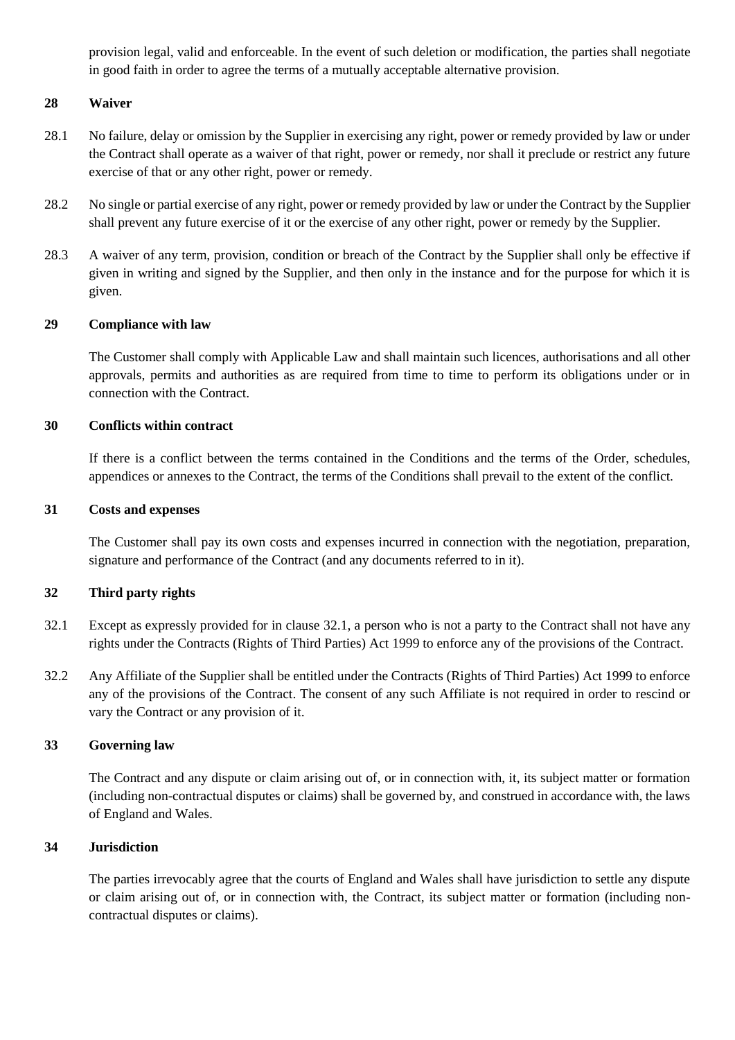provision legal, valid and enforceable. In the event of such deletion or modification, the parties shall negotiate in good faith in order to agree the terms of a mutually acceptable alternative provision.

## 28 Waiver

28.1 No failure, delay or omission by the Supplier in exercising any right, power or remedy provided by law or under the Contract shall operate as a waiver of that right, power or remedy, nor shall it preclude or restrict any future exercise of that or any other right, power or remedy.

28.2 No single or partial exercise of any right, power or remedy provided by law or under the Contract by the Supplier shall prevent any future exercise of it or the exercise of any other right, power or remedy by the Supplier.

28.3 A waiver of any term, provision, condition or breach of the Contract by the Supplier shall only be effective if given in writing and signed by the Supplier, and then only in the instance and for the purpose for which it is given.

## 29 Compliance with law

The Customer shall comply with Applicable Law and shall maintain such licences, authorisations and all other approvals, permits and authorities as are required from time to time to perform its obligations under or in connection with the Contract.

## 30 Conflicts within contract

If there is a conflict between the terms contained in the Conditions and the terms of the Order, schedules, appendices or annexes to the Contract, the terms of the Conditions shall prevail to the extent of the conflict.

## 31 Costs and expenses

The Customer shall pay its own costs and expenses incurred in connection with the negotiation, preparation, signature and performance of the Contract (and any documents referred to in it).

## 32 Third party rights

32.1 Except as expressly provided for in clause 32.1, a person who is not a party to the Contract shall not have any rights under the Contracts (Rights of Third Parties) Act 1999 to enforce any of the provisions of the Contract.

32.2 Any Affiliate of the Supplier shall be entitled under the Contracts (Rights of Third Parties) Act 1999 to enforce any of the provisions of the Contract. The consent of any such Affiliate is not required in order to rescind or vary the Contract or any provision of it.

## 33 Governing law

The Contract and any dispute or claim arising out of, or in connection with, it, its subject matter or formation (including non-contractual disputes or claims) shall be governed by, and construed in accordance with, the laws of England and Wales.

## 34 Jurisdiction

The parties irrevocably agree that the courts of England and Wales shall have jurisdiction to settle any dispute or claim arising out of, or in connection with, the Contract, its subject matter or formation (including non-contractual disputes or claims).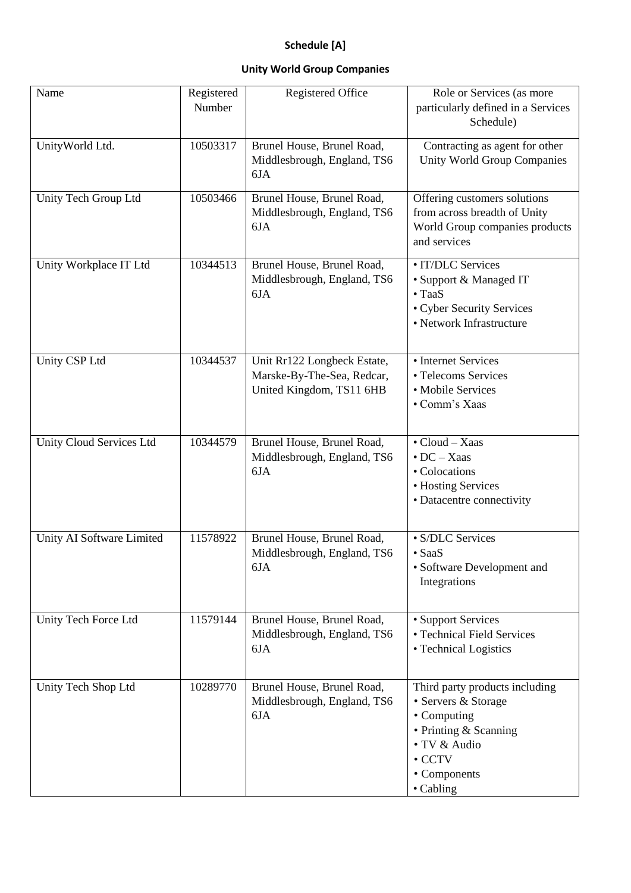**Schedule [A]**

**Unity World Group Companies**

| Name | Registered Number | Registered Office | Role or Services (as more particularly defined in a Services Schedule) |
|---|---|---|---|
| UnityWorld Ltd. | 10503317 | Brunel House, Brunel Road, Middlesbrough, England, TS6 6JA | Contracting as agent for other Unity World Group Companies |
| Unity Tech Group Ltd | 10503466 | Brunel House, Brunel Road, Middlesbrough, England, TS6 6JA | Offering customers solutions from across breadth of Unity World Group companies products and services |
| Unity Workplace IT Ltd | 10344513 | Brunel House, Brunel Road, Middlesbrough, England, TS6 6JA | • IT/DLC Services<br>• Support & Managed IT<br>• TaaS<br>• Cyber Security Services<br>• Network Infrastructure |
| Unity CSP Ltd | 10344537 | Unit Rr122 Longbeck Estate, Marske-By-The-Sea, Redcar, United Kingdom, TS11 6HB | • Internet Services<br>• Telecoms Services<br>• Mobile Services<br>• Comm's Xaas |
| Unity Cloud Services Ltd | 10344579 | Brunel House, Brunel Road, Middlesbrough, England, TS6 6JA | • Cloud – Xaas<br>• DC – Xaas<br>• Colocations<br>• Hosting Services<br>• Datacentre connectivity |
| Unity AI Software Limited | 11578922 | Brunel House, Brunel Road, Middlesbrough, England, TS6 6JA | • S/DLC Services<br>• SaaS<br>• Software Development and Integrations |
| Unity Tech Force Ltd | 11579144 | Brunel House, Brunel Road, Middlesbrough, England, TS6 6JA | • Support Services<br>• Technical Field Services<br>• Technical Logistics |
| Unity Tech Shop Ltd | 10289770 | Brunel House, Brunel Road, Middlesbrough, England, TS6 6JA | Third party products including<br>• Servers & Storage<br>• Computing<br>• Printing & Scanning<br>• TV & Audio<br>• CCTV<br>• Components<br>• Cabling |